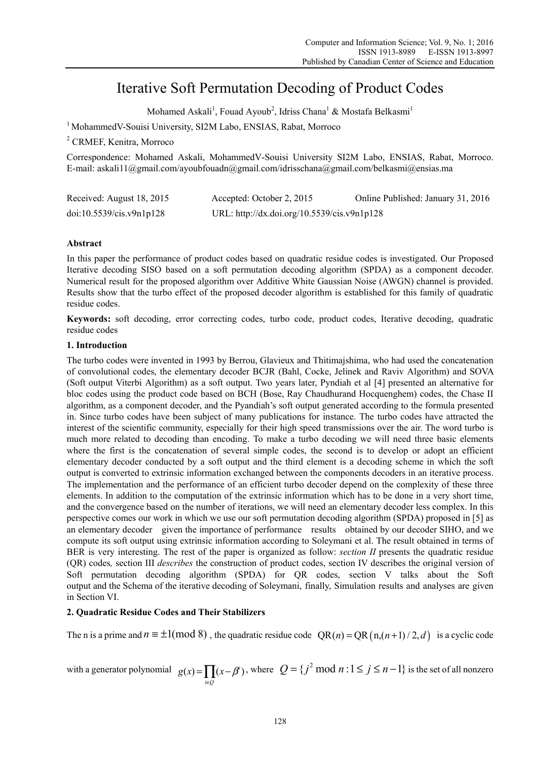# Iterative Soft Permutation Decoding of Product Codes

Mohamed Askali[1], Fouad Ayoub[2], Idriss Chana[1] & Mostafa Belkasmi[1]

[1] MohammedV-Souisi University, SI2M Labo, ENSIAS, Rabat, Morroco

[2] CRMEF, Kenitra, Morroco

Correspondence: Mohamed Askali, MohammedV-Souisi University SI2M Labo, ENSIAS, Rabat, Morroco. E-mail: askali11@gmail.com/ayoubfouadn@gmail.com/idrisschana@gmail.com/belkasmi@ensias.ma

| | | |
|---|---|---|
| Received: August 18, 2015 | Accepted: October 2, 2015 | Online Published: January 31, 2016 |
| doi:10.5539/cis.v9n1p128 | URL: http://dx.doi.org/10.5539/cis.v9n1p128 | |

## Abstract

In this paper the performance of product codes based on quadratic residue codes is investigated. Our Proposed Iterative decoding SISO based on a soft permutation decoding algorithm (SPDA) as a component decoder. Numerical result for the proposed algorithm over Additive White Gaussian Noise (AWGN) channel is provided. Results show that the turbo effect of the proposed decoder algorithm is established for this family of quadratic residue codes.

**Keywords:** soft decoding, error correcting codes, turbo code, product codes, Iterative decoding, quadratic residue codes

## 1. Introduction

The turbo codes were invented in 1993 by Berrou, Glavieux and Thitimajshima, who had used the concatenation of convolutional codes, the elementary decoder BCJR (Bahl, Cocke, Jelinek and Raviv Algorithm) and SOVA (Soft output Viterbi Algorithm) as a soft output. Two years later, Pyndiah et al [4] presented an alternative for bloc codes using the product code based on BCH (Bose, Ray Chaudhurand Hocquenghem) codes, the Chase II algorithm, as a component decoder, and the Pyandiah's soft output generated according to the formula presented in. Since turbo codes have been subject of many publications for instance. The turbo codes have attracted the interest of the scientific community, especially for their high speed transmissions over the air. The word turbo is much more related to decoding than encoding. To make a turbo decoding we will need three basic elements where the first is the concatenation of several simple codes, the second is to develop or adopt an efficient elementary decoder conducted by a soft output and the third element is a decoding scheme in which the soft output is converted to extrinsic information exchanged between the components decoders in an iterative process. The implementation and the performance of an efficient turbo decoder depend on the complexity of these three elements. In addition to the computation of the extrinsic information which has to be done in a very short time, and the convergence based on the number of iterations, we will need an elementary decoder less complex. In this perspective comes our work in which we use our soft permutation decoding algorithm (SPDA) proposed in [5] as an elementary decoder given the importance of performance results obtained by our decoder SIHO, and we compute its soft output using extrinsic information according to Soleymani et al. The result obtained in terms of BER is very interesting. The rest of the paper is organized as follow: *section II* presents the quadratic residue (QR) codes*,* section III *describes* the construction of product codes, section IV describes the original version of Soft permutation decoding algorithm (SPDA) for QR codes, section V talks about the Soft output and the Schema of the iterative decoding of Soleymani, finally, Simulation results and analyses are given in Section VI.

## 2. Quadratic Residue Codes and Their Stabilizers

The n is a prime and $n \equiv \pm 1 (\bmod\ 8)$ , the quadratic residue code $\mathrm{QR}(n) = \mathrm{QR}\left(n, (n+1)/2, d\right)$ is a cyclic code

with a generator polynomial $g(x) = \prod_{i \in Q}(x - \beta^{i})$, where $Q = \{ j^2 \bmod n : 1 \leq j \leq n-1 \}$ is the set of all nonzero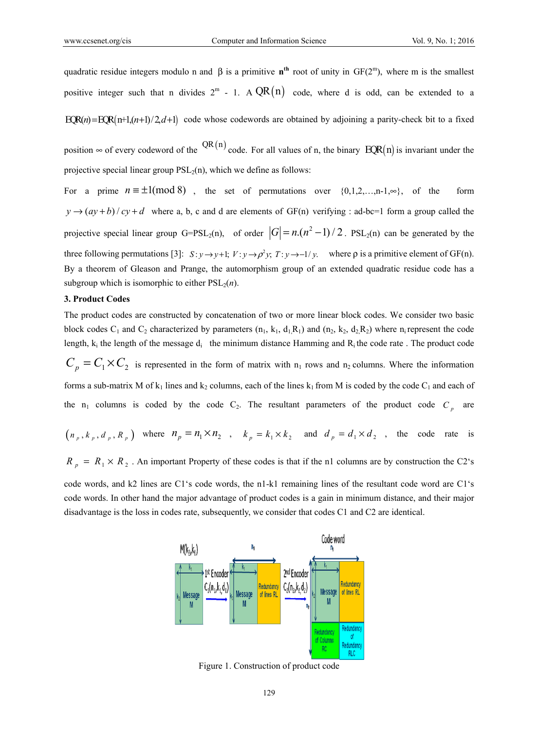quadratic residue integers modulo n and $\beta$ is a primitive $\mathbf{n^{th}}$ root of unity in GF($2^m$), where m is the smallest positive integer such that n divides $2^m$ - 1. A $QR(n)$ code, where d is odd, can be extended to a $EQR(n) = EQR(n+1,(n+1)/2, d+1)$ code whose codewords are obtained by adjoining a parity-check bit to a fixed position $\infty$ of every codeword of the $QR(n)$ code. For all values of n, the binary $EQR(n)$ is invariant under the projective special linear group $PSL_2(n)$, which we define as follows:

For a prime $n \equiv \pm 1 (\bmod 8)$, the set of permutations over $\{0,1,2,\ldots,n-1,\infty\}$, of the form $y \rightarrow (ay+b)/cy+d$ where a, b, c and d are elements of GF(n) verifying : ad-bc=1 form a group called the projective special linear group G=$PSL_2(n)$, of order $|G| = n.(n^2-1)/2$. $PSL_2(n)$ can be generated by the three following permutations [3]: $S: y \rightarrow y+1;\ V: y \rightarrow \rho^2 y;\ T: y \rightarrow -1/y.$ where $\rho$ is a primitive element of GF(n). By a theorem of Gleason and Prange, the automorphism group of an extended quadratic residue code has a subgroup which is isomorphic to either $PSL_2(n)$.

## 3. Product Codes

The product codes are constructed by concatenation of two or more linear block codes. We consider two basic block codes $C_1$ and $C_2$ characterized by parameters ($n_1$, $k_1$, $d_1$, $R_1$) and ($n_2$, $k_2$, $d_2$, $R_2$) where $n_i$ represent the code length, $k_i$ the length of the message $d_i$ the minimum distance Hamming and $R_i$ the code rate . The product code $C_p = C_1 \times C_2$ is represented in the form of matrix with $n_1$ rows and $n_2$ columns. Where the information forms a sub-matrix M of $k_1$ lines and $k_2$ columns, each of the lines $k_1$ from M is coded by the code $C_1$ and each of the $n_1$ columns is coded by the code $C_2$. The resultant parameters of the product code $C_p$ are $(n_p, k_p, d_p, R_p)$ where $n_p = n_1 \times n_2$ , $k_p = k_1 \times k_2$ and $d_p = d_1 \times d_2$ , the code rate is $R_p = R_1 \times R_2$ . An important Property of these codes is that if the n1 columns are by construction the C2's code words, and k2 lines are C1's code words, the n1-k1 remaining lines of the resultant code word are C1's code words. In other hand the major advantage of product codes is a gain in minimum distance, and their major disadvantage is the loss in codes rate, subsequently, we consider that codes C1 and C2 are identical.

M(k2,k1)
k1
k2
Message
M
1st Encoder
C1(n1,k1,d1)
n1
k1
k2
Message
M
Redundancy of lines RL
2nd Encoder
C2(n2,k2,d2)
Code word
n1
k1
k2
n2
Message
M
Redundancy of lines RL
Redundancy of Columns RC
Redundancy of Redundancy RLC

Figure 1. Construction of product code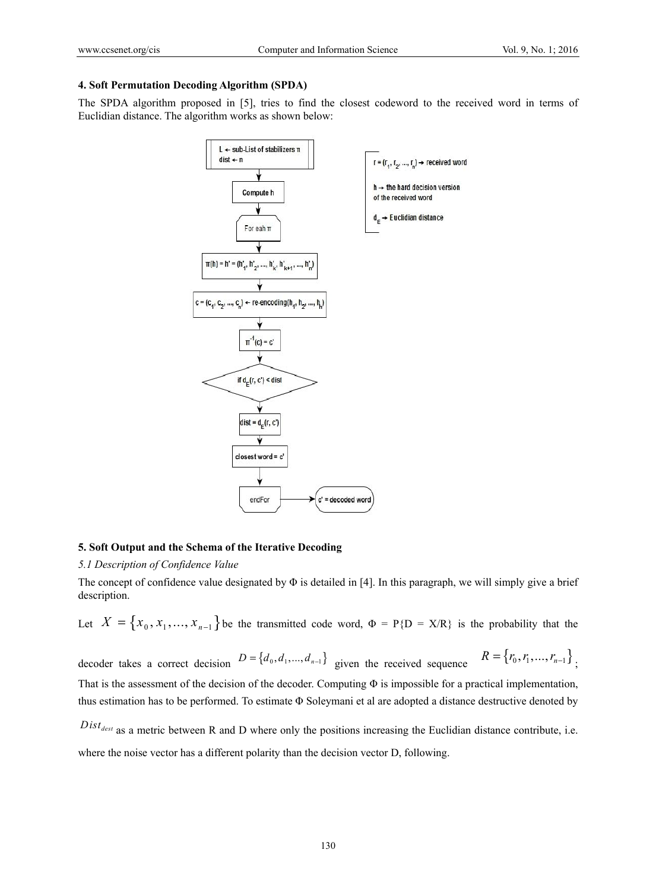### 4. Soft Permutation Decoding Algorithm (SPDA)

The SPDA algorithm proposed in [5], tries to find the closest codeword to the received word in terms of Euclidian distance. The algorithm works as shown below:

L ← sub-List of stabilizers π

dist ← n

Compute h

For eah π

π(h) = h' = (h'$_1$, h'$_2$, ..., h'$_k$, h'$_{k+1}$, ..., h'$_n$)

c = (c$_1$, c$_2$, ..., c$_n$) ← re-encoding(h$_1$, h$_2$, ..., h$_n$)

π$^{-1}$(c) = c'

if d$_E$(r, c') < dist

dist = d$_E$(r, c')

closest word = c'

endFor

c' = decoded word

r = (r$_1$, r$_2$, ..., r$_n$) → received word

h → the hard decision version of the received word

d$_E$ → Euclidean distance

### 5. Soft Output and the Schema of the Iterative Decoding

*5.1 Description of Confidence Value*

The concept of confidence value designated by Φ is detailed in [4]. In this paragraph, we will simply give a brief description.

Let $X = \{x_0, x_1, ..., x_{n-1}\}$ be the transmitted code word, Φ = P{D = X/R} is the probability that the decoder takes a correct decision $D = \{d_0, d_1, ..., d_{n-1}\}$ given the received sequence $R = \{r_0, r_1, ..., r_{n-1}\}$; That is the assessment of the decision of the decoder. Computing Φ is impossible for a practical implementation, thus estimation has to be performed. To estimate Φ Soleymani et al are adopted a distance destructive denoted by $Dist_{dest}$ as a metric between R and D where only the positions increasing the Euclidian distance contribute, i.e. where the noise vector has a different polarity than the decision vector D, following.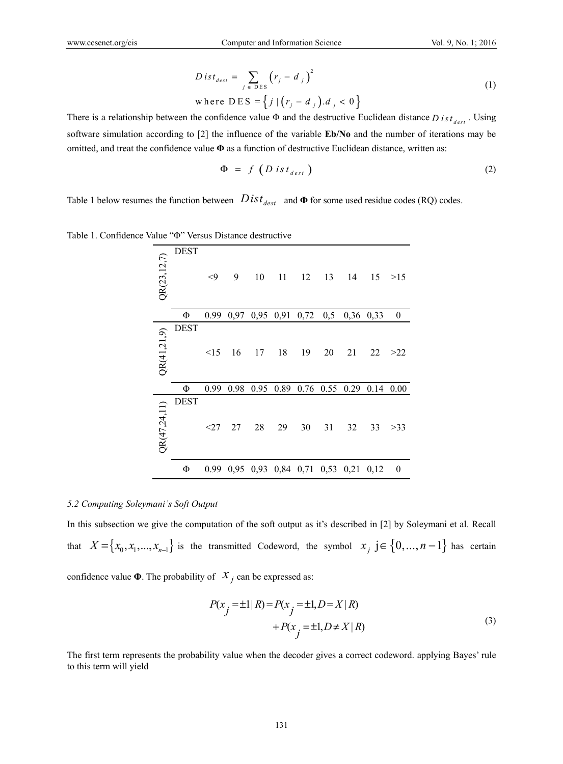$$Dist_{dest} = \sum_{j \in \text{DES}} \left(r_j - d_j\right)^2$$
$$\text{where DES} = \left\{ j \mid \left(r_j - d_j\right).d_j < 0 \right\} \tag{1}$$

There is a relationship between the confidence value Φ and the destructive Euclidean distance $Dist_{dest}$. Using software simulation according to [2] the influence of the variable **Eb/No** and the number of iterations may be omitted, and treat the confidence value **Φ** as a function of destructive Euclidean distance, written as:

$$\Phi = f\left(Dist_{dest}\right) \tag{2}$$

Table 1 below resumes the function between $Dist_{dest}$ and **Φ** for some used residue codes (RQ) codes.

Table 1. Confidence Value "Φ" Versus Distance destructive

| | | | | | | | | | | |
|---|---|---|---|---|---|---|---|---|---|---|
| QR(23,12,7) | DEST | <9 | 9 | 10 | 11 | 12 | 13 | 14 | 15 | >15 |
| | Φ | 0.99 | 0,97 | 0,95 | 0,91 | 0,72 | 0,5 | 0,36 | 0,33 | 0 |
| QR(41,21,9) | DEST | <15 | 16 | 17 | 18 | 19 | 20 | 21 | 22 | >22 |
| | Φ | 0.99 | 0.98 | 0.95 | 0.89 | 0.76 | 0.55 | 0.29 | 0.14 | 0.00 |
| QR(47,24,11) | DEST | <27 | 27 | 28 | 29 | 30 | 31 | 32 | 33 | >33 |
| | Φ | 0.99 | 0,95 | 0,93 | 0,84 | 0,71 | 0,53 | 0,21 | 0,12 | 0 |

*5.2 Computing Soleymani's Soft Output*

In this subsection we give the computation of the soft output as it's described in [2] by Soleymani et al. Recall that $X = \{x_0, x_1, ..., x_{n-1}\}$ is the transmitted Codeword, the symbol $x_j$ $j \in \{0, ..., n-1\}$ has certain confidence value **Φ**. The probability of $x_j$ can be expressed as:

$$P(x_j = \pm 1 \mid R) = P(x_j = \pm 1, D = X \mid R) + P(x_j = \pm 1, D \neq X \mid R) \tag{3}$$

The first term represents the probability value when the decoder gives a correct codeword. applying Bayes' rule to this term will yield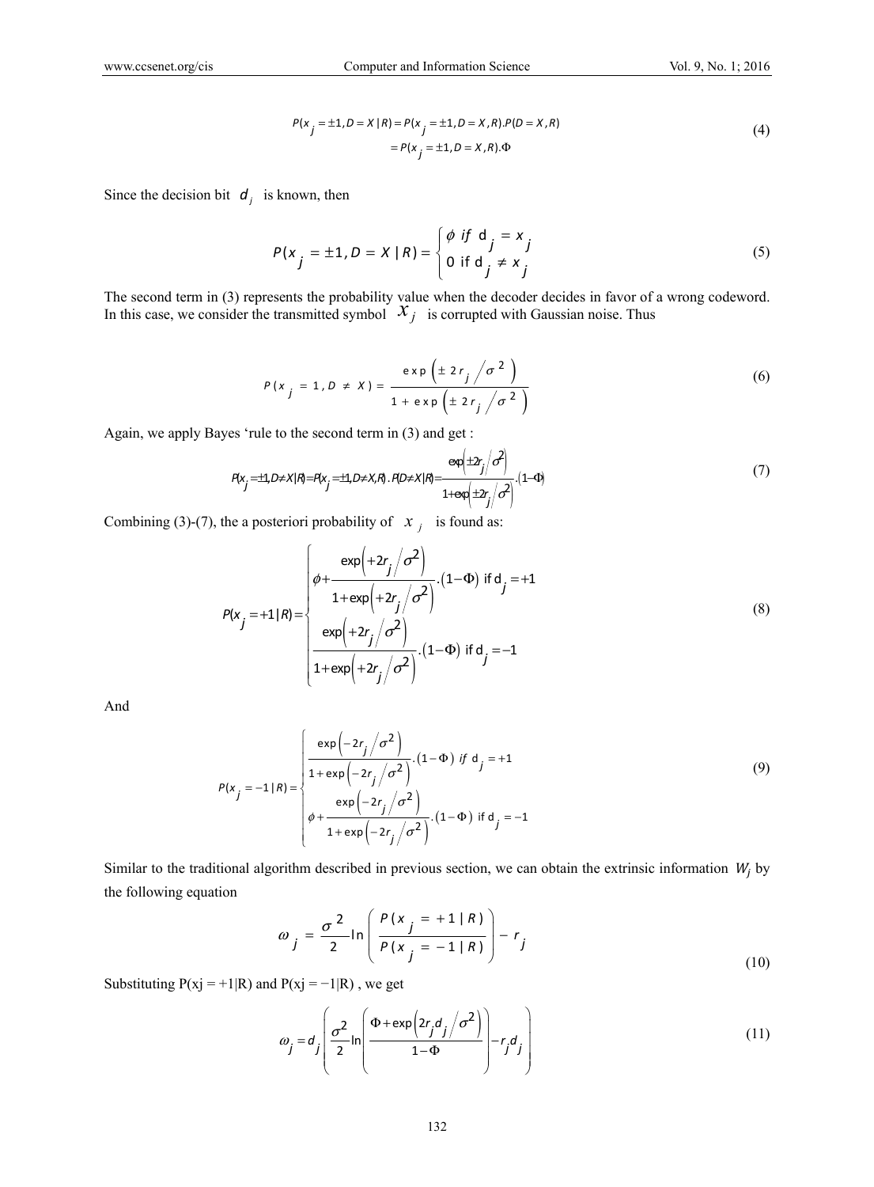$$P(x_j = \pm 1, D = X \mid R) = P(x_j = \pm 1, D = X, R).P(D = X, R)$$
$$= P(x_j = \pm 1, D = X, R).\Phi \tag{4}$$

Since the decision bit $d_j$ is known, then

$$P(x_j = \pm 1, D = X \mid R) = \begin{cases} \phi \ \ if \ \mathrm{d}_j = x_j \\ 0 \ \text{ if } \mathrm{d}_j \neq x_j \end{cases} \tag{5}$$

The second term in (3) represents the probability value when the decoder decides in favor of a wrong codeword. In this case, we consider the transmitted symbol $x_j$ is corrupted with Gaussian noise. Thus

$$P(x_j = 1, D \neq X) = \frac{\exp\left(\pm 2r_j / \sigma^2\right)}{1 + \exp\left(\pm 2r_j / \sigma^2\right)} \tag{6}$$

Again, we apply Bayes 'rule to the second term in (3) and get :

$$P(x_j = \pm 1, D \neq X \mid R) = P(x_j = \pm 1, D \neq X, R).P(D \neq X \mid R) = \frac{\exp\left(\pm 2r_j / \sigma^2\right)}{1 + \exp\left(\pm 2r_j / \sigma^2\right)}.(1 - \Phi) \tag{7}$$

Combining (3)-(7), the a posteriori probability of $x_j$ is found as:

$$P(x_j = +1 \mid R) = \begin{cases} \phi + \dfrac{\exp\left(+2r_j / \sigma^2\right)}{1 + \exp\left(+2r_j / \sigma^2\right)}.(1 - \Phi) \text{ if } \mathrm{d}_j = +1 \\ \dfrac{\exp\left(+2r_j / \sigma^2\right)}{1 + \exp\left(+2r_j / \sigma^2\right)}.(1 - \Phi) \text{ if } \mathrm{d}_j = -1 \end{cases} \tag{8}$$

And

$$P(x_j = -1 \mid R) = \begin{cases} \dfrac{\exp\left(-2r_j / \sigma^2\right)}{1 + \exp\left(-2r_j / \sigma^2\right)}.(1 - \Phi) \ if \ \mathrm{d}_j = +1 \\ \phi + \dfrac{\exp\left(-2r_j / \sigma^2\right)}{1 + \exp\left(-2r_j / \sigma^2\right)}.(1 - \Phi) \text{ if } \mathrm{d}_j = -1 \end{cases} \tag{9}$$

Similar to the traditional algorithm described in previous section, we can obtain the extrinsic information $W_j$ by the following equation

$$\omega_j = \frac{\sigma^2}{2} \ln\left(\frac{P(x_j = +1 \mid R)}{P(x_j = -1 \mid R)}\right) - r_j \tag{10}$$

Substituting P(xj = +1|R) and P(xj = −1|R) , we get

$$\omega_j = d_j \left(\frac{\sigma^2}{2} \ln\left(\frac{\Phi + \exp\left(2r_j d_j / \sigma^2\right)}{1 - \Phi}\right) - r_j d_j\right) \tag{11}$$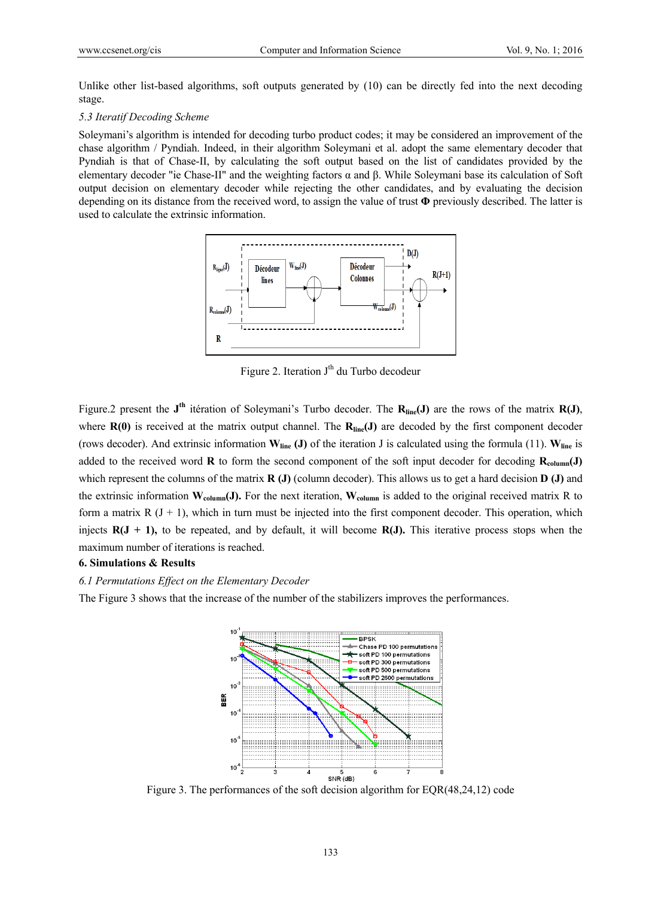Unlike other list-based algorithms, soft outputs generated by (10) can be directly fed into the next decoding stage.

### *5.3 Iteratif Decoding Scheme*

Soleymani's algorithm is intended for decoding turbo product codes; it may be considered an improvement of the chase algorithm / Pyndiah. Indeed, in their algorithm Soleymani et al. adopt the same elementary decoder that Pyndiah is that of Chase-II, by calculating the soft output based on the list of candidates provided by the elementary decoder "ie Chase-II" and the weighting factors α and β. While Soleymani base its calculation of Soft output decision on elementary decoder while rejecting the other candidates, and by evaluating the decision depending on its distance from the received word, to assign the value of trust **Φ** previously described. The latter is used to calculate the extrinsic information.

$R_{ligne}(J)$

Décodeur lines

$W_{line}(J)$

Décodeur Colonnes

$D(J)$

$R(J+1)$

$R_{colonne}(J)$

$W_{colonne}(J)$

R

Figure 2. Iteration J$^{th}$ du Turbo decodeur

Figure.2 present the **J$^{th}$** itération of Soleymani's Turbo decoder. The $\mathbf{R_{line}(J)}$ are the rows of the matrix **R(J)**, where **R(0)** is received at the matrix output channel. The $\mathbf{R_{line}(J)}$ are decoded by the first component decoder (rows decoder). And extrinsic information $\mathbf{W_{line}}$ **(J)** of the iteration J is calculated using the formula (11). $\mathbf{W_{line}}$ is added to the received word **R** to form the second component of the soft input decoder for decoding $\mathbf{R_{column}(J)}$ which represent the columns of the matrix **R (J)** (column decoder). This allows us to get a hard decision **D (J)** and the extrinsic information $\mathbf{W_{column}(J)}$. For the next iteration, $\mathbf{W_{column}}$ is added to the original received matrix R to form a matrix R (J + 1), which in turn must be injected into the first component decoder. This operation, which injects **R(J + 1),** to be repeated, and by default, it will become **R(J).** This iterative process stops when the maximum number of iterations is reached.

## 6. Simulations & Results

### *6.1 Permutations Effect on the Elementary Decoder*

The Figure 3 shows that the increase of the number of the stabilizers improves the performances.

BPSK
Chase PD 100 permutations
soft PD 100 permutations
soft PD 300 permutations
soft PD 500 permutations
soft PD 2600 permutations

BER

SNR (dB)

Figure 3. The performances of the soft decision algorithm for EQR(48,24,12) code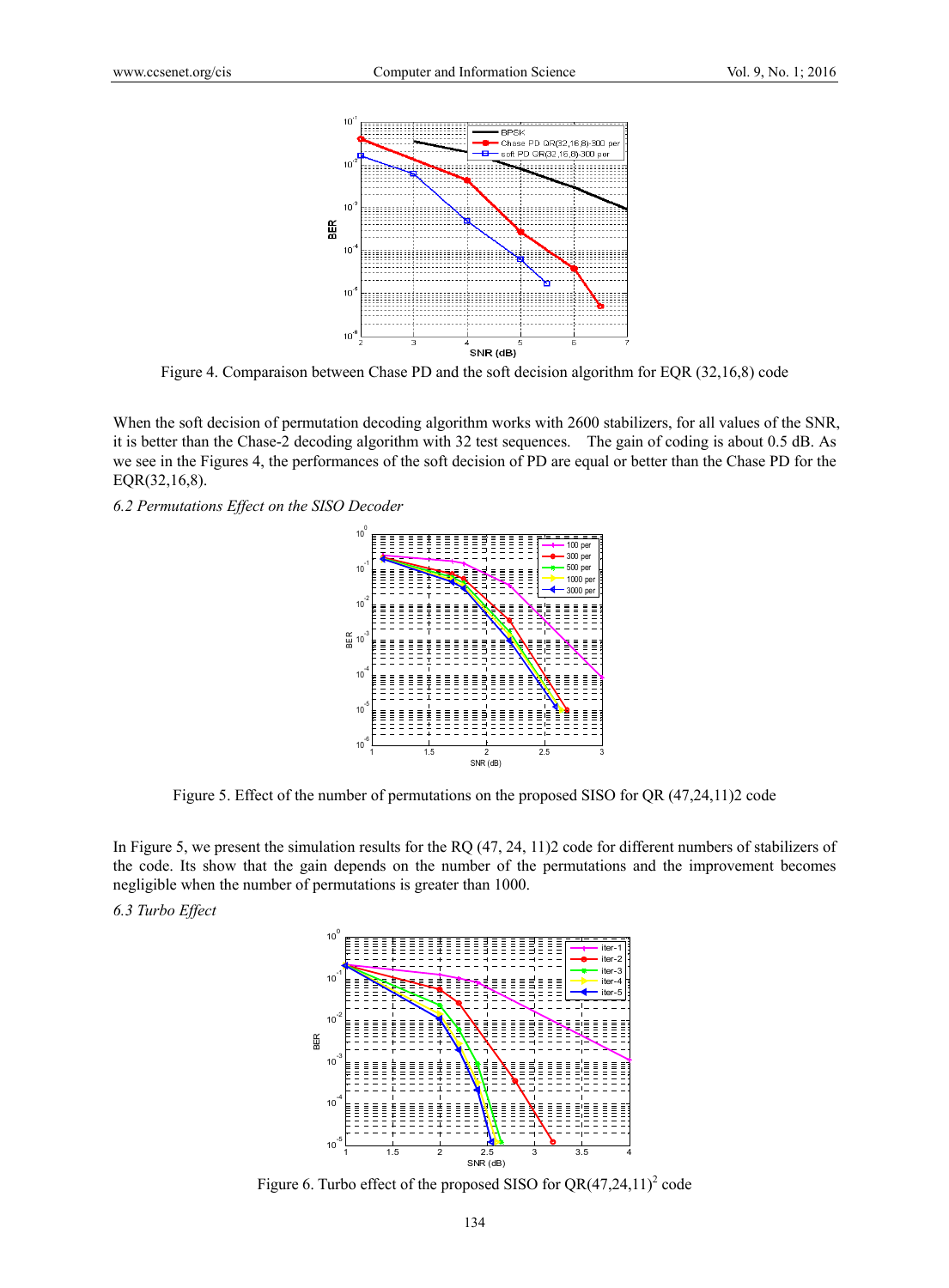10^-1
10^-2
10^-3
10^-4
10^-5
10^-6
BER
2 3 4 5 6 7
SNR (dB)
BPSK
Chase PD QR(32,16,8)-300 per
soft PD QR(32,16,8)-300 per

Figure 4. Comparaison between Chase PD and the soft decision algorithm for EQR (32,16,8) code

When the soft decision of permutation decoding algorithm works with 2600 stabilizers, for all values of the SNR, it is better than the Chase-2 decoding algorithm with 32 test sequences. The gain of coding is about 0.5 dB. As we see in the Figures 4, the performances of the soft decision of PD are equal or better than the Chase PD for the EQR(32,16,8).

### *6.2 Permutations Effect on the SISO Decoder*

10^0
10^-1
10^-2
10^-3
10^-4
10^-5
10^-6
BER
1 1.5 2 2.5 3
SNR (dB)
100 per
300 per
500 per
1000 per
3000 per

Figure 5. Effect of the number of permutations on the proposed SISO for QR (47,24,11)2 code

In Figure 5, we present the simulation results for the RQ (47, 24, 11)2 code for different numbers of stabilizers of the code. Its show that the gain depends on the number of the permutations and the improvement becomes negligible when the number of permutations is greater than 1000.

### *6.3 Turbo Effect*

10^0
10^-1
10^-2
10^-3
10^-4
10^-5
BER
1 1.5 2 2.5 3 3.5 4
SNR (dB)
iter-1
iter-2
iter-3
iter-4
iter-5

Figure 6. Turbo effect of the proposed SISO for $QR(47,24,11)^2$ code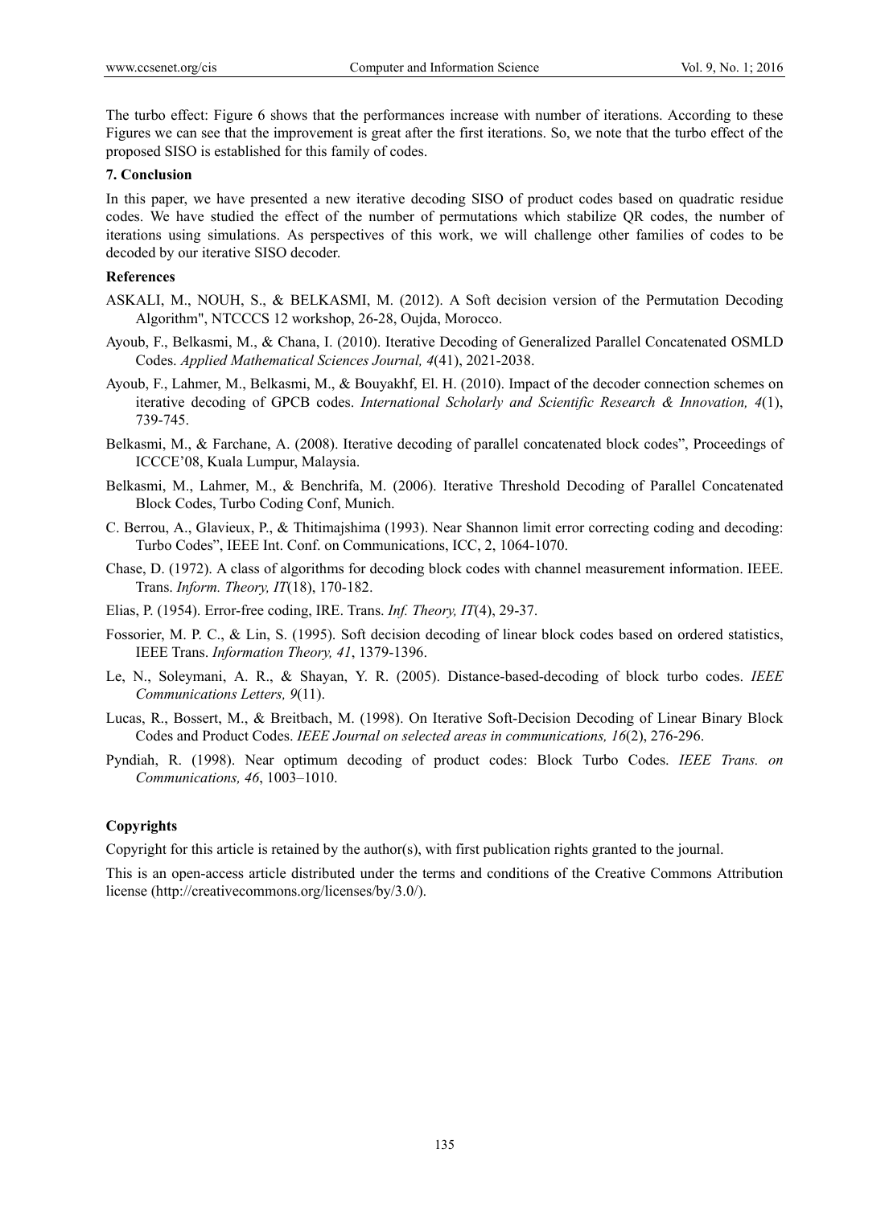The turbo effect: Figure 6 shows that the performances increase with number of iterations. According to these Figures we can see that the improvement is great after the first iterations. So, we note that the turbo effect of the proposed SISO is established for this family of codes.

## 7. Conclusion

In this paper, we have presented a new iterative decoding SISO of product codes based on quadratic residue codes. We have studied the effect of the number of permutations which stabilize QR codes, the number of iterations using simulations. As perspectives of this work, we will challenge other families of codes to be decoded by our iterative SISO decoder.

## References

ASKALI, M., NOUH, S., & BELKASMI, M. (2012). A Soft decision version of the Permutation Decoding Algorithm", NTCCCS 12 workshop, 26-28, Oujda, Morocco.

Ayoub, F., Belkasmi, M., & Chana, I. (2010). Iterative Decoding of Generalized Parallel Concatenated OSMLD Codes. *Applied Mathematical Sciences Journal, 4*(41), 2021-2038.

Ayoub, F., Lahmer, M., Belkasmi, M., & Bouyakhf, El. H. (2010). Impact of the decoder connection schemes on iterative decoding of GPCB codes. *International Scholarly and Scientific Research & Innovation, 4*(1), 739-745.

Belkasmi, M., & Farchane, A. (2008). Iterative decoding of parallel concatenated block codes", Proceedings of ICCCE'08, Kuala Lumpur, Malaysia.

Belkasmi, M., Lahmer, M., & Benchrifa, M. (2006). Iterative Threshold Decoding of Parallel Concatenated Block Codes, Turbo Coding Conf, Munich.

C. Berrou, A., Glavieux, P., & Thitimajshima (1993). Near Shannon limit error correcting coding and decoding: Turbo Codes", IEEE Int. Conf. on Communications, ICC, 2, 1064-1070.

Chase, D. (1972). A class of algorithms for decoding block codes with channel measurement information. IEEE. Trans. *Inform. Theory, IT*(18), 170-182.

Elias, P. (1954). Error-free coding, IRE. Trans. *Inf. Theory, IT*(4), 29-37.

Fossorier, M. P. C., & Lin, S. (1995). Soft decision decoding of linear block codes based on ordered statistics, IEEE Trans. *Information Theory, 41*, 1379-1396.

Le, N., Soleymani, A. R., & Shayan, Y. R. (2005). Distance-based-decoding of block turbo codes. *IEEE Communications Letters, 9*(11).

Lucas, R., Bossert, M., & Breitbach, M. (1998). On Iterative Soft-Decision Decoding of Linear Binary Block Codes and Product Codes. *IEEE Journal on selected areas in communications, 16*(2), 276-296.

Pyndiah, R. (1998). Near optimum decoding of product codes: Block Turbo Codes. *IEEE Trans. on Communications, 46*, 1003–1010.

## Copyrights

Copyright for this article is retained by the author(s), with first publication rights granted to the journal.

This is an open-access article distributed under the terms and conditions of the Creative Commons Attribution license (http://creativecommons.org/licenses/by/3.0/).